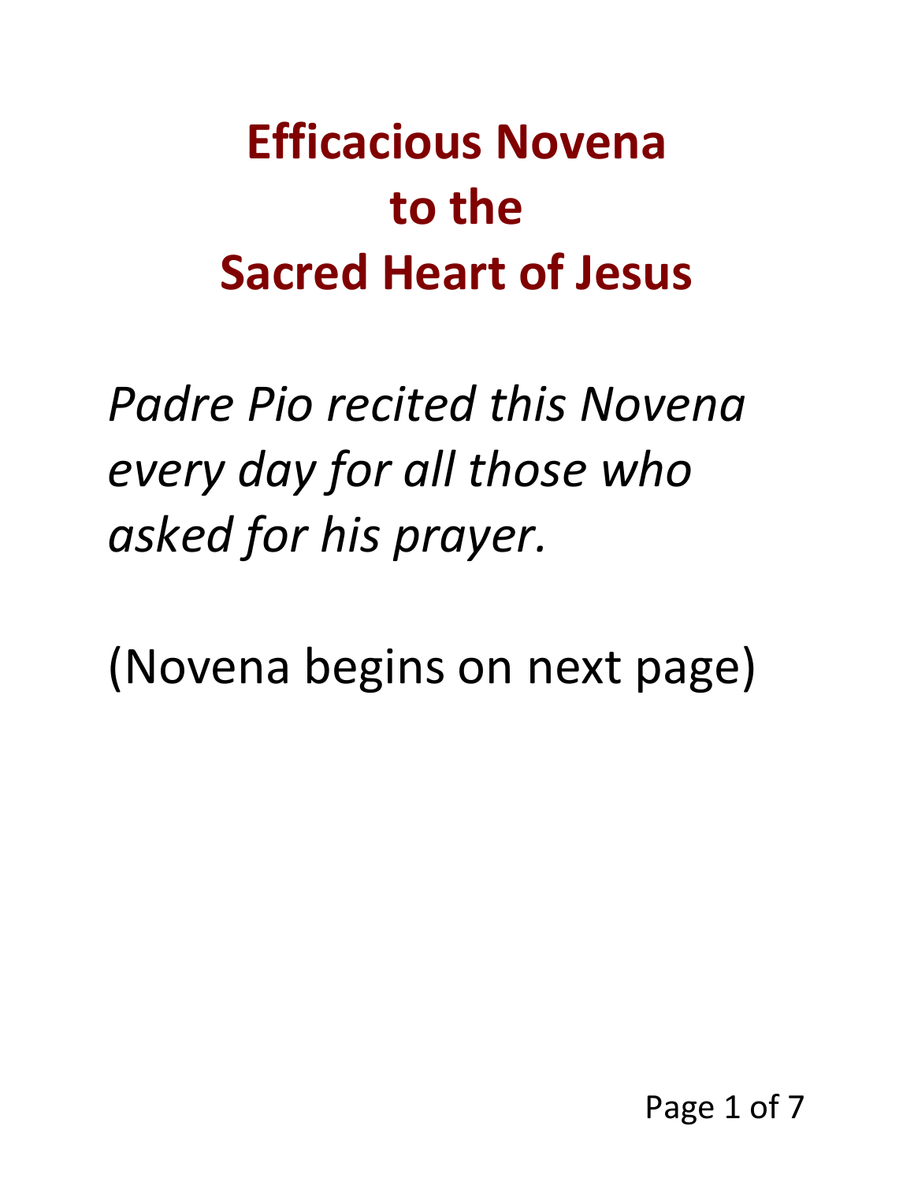# Efficacious Novena to the Sacred Heart of Jesus

*Padre Pio recited this Novena every day for all those who asked for his prayer.*

(Novena begins on next page)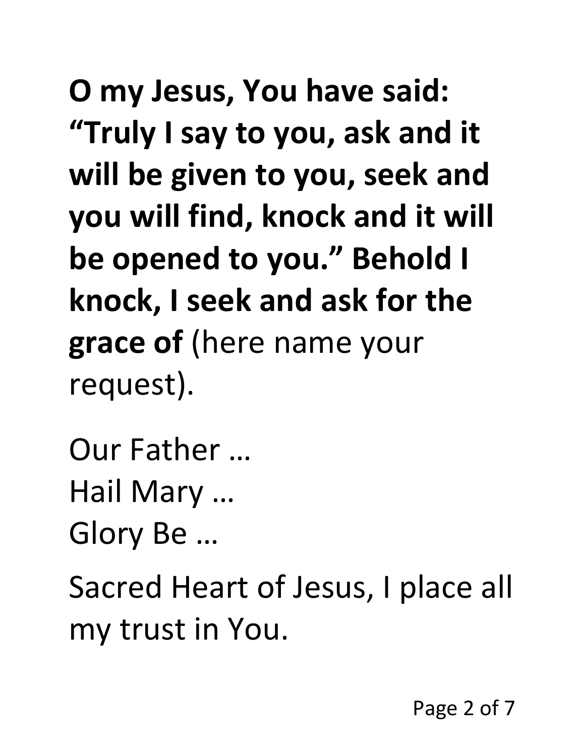**O my Jesus, You have said: "Truly I say to you, ask and it will be given to you, seek and you will find, knock and it will be opened to you." Behold I knock, I seek and ask for the grace of** (here name your request).

Our Father …  
Hail Mary …  
Glory Be …

Sacred Heart of Jesus, I place all my trust in You.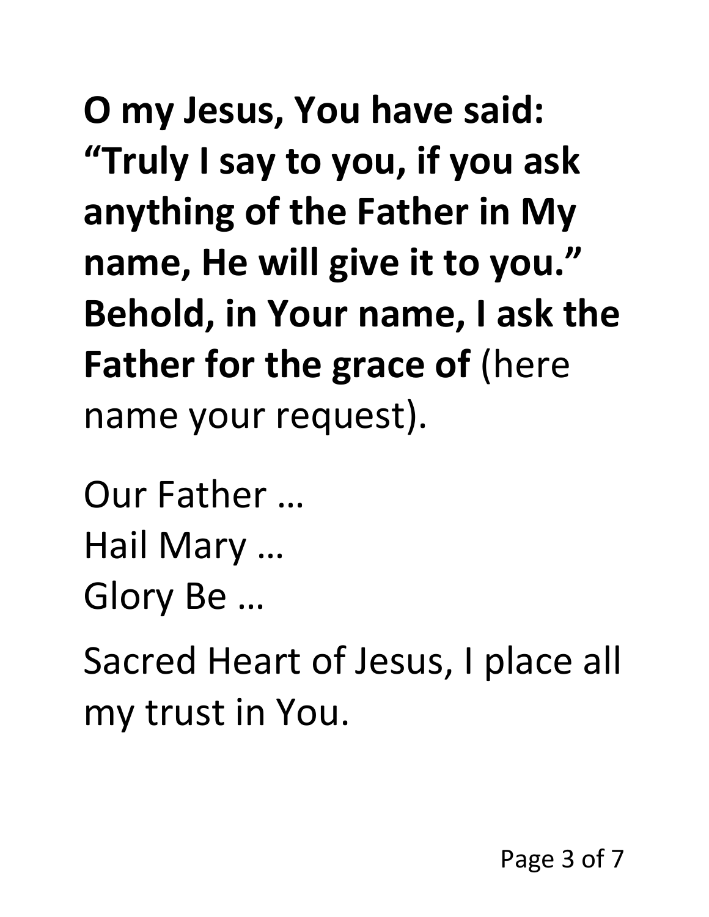**O my Jesus, You have said: "Truly I say to you, if you ask anything of the Father in My name, He will give it to you." Behold, in Your name, I ask the Father for the grace of** (here name your request).

Our Father …
Hail Mary …
Glory Be …

Sacred Heart of Jesus, I place all my trust in You.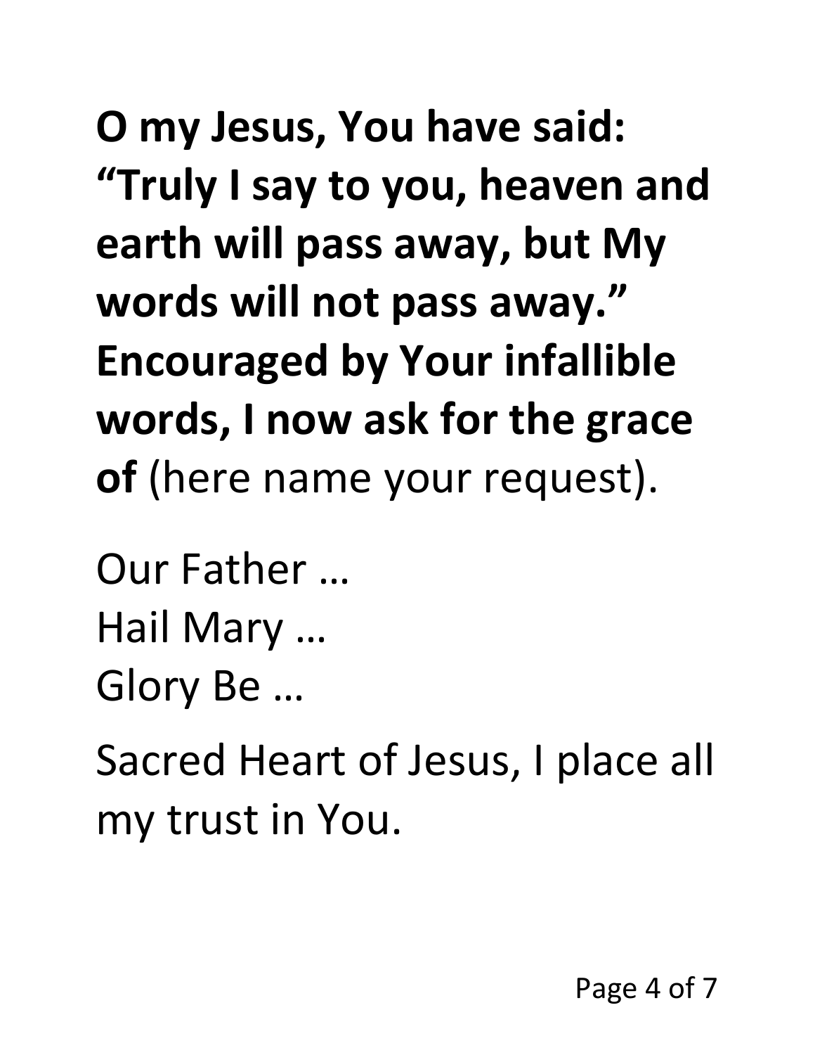**O my Jesus, You have said: "Truly I say to you, heaven and earth will pass away, but My words will not pass away." Encouraged by Your infallible words, I now ask for the grace of** (here name your request).

Our Father …
Hail Mary …
Glory Be …

Sacred Heart of Jesus, I place all my trust in You.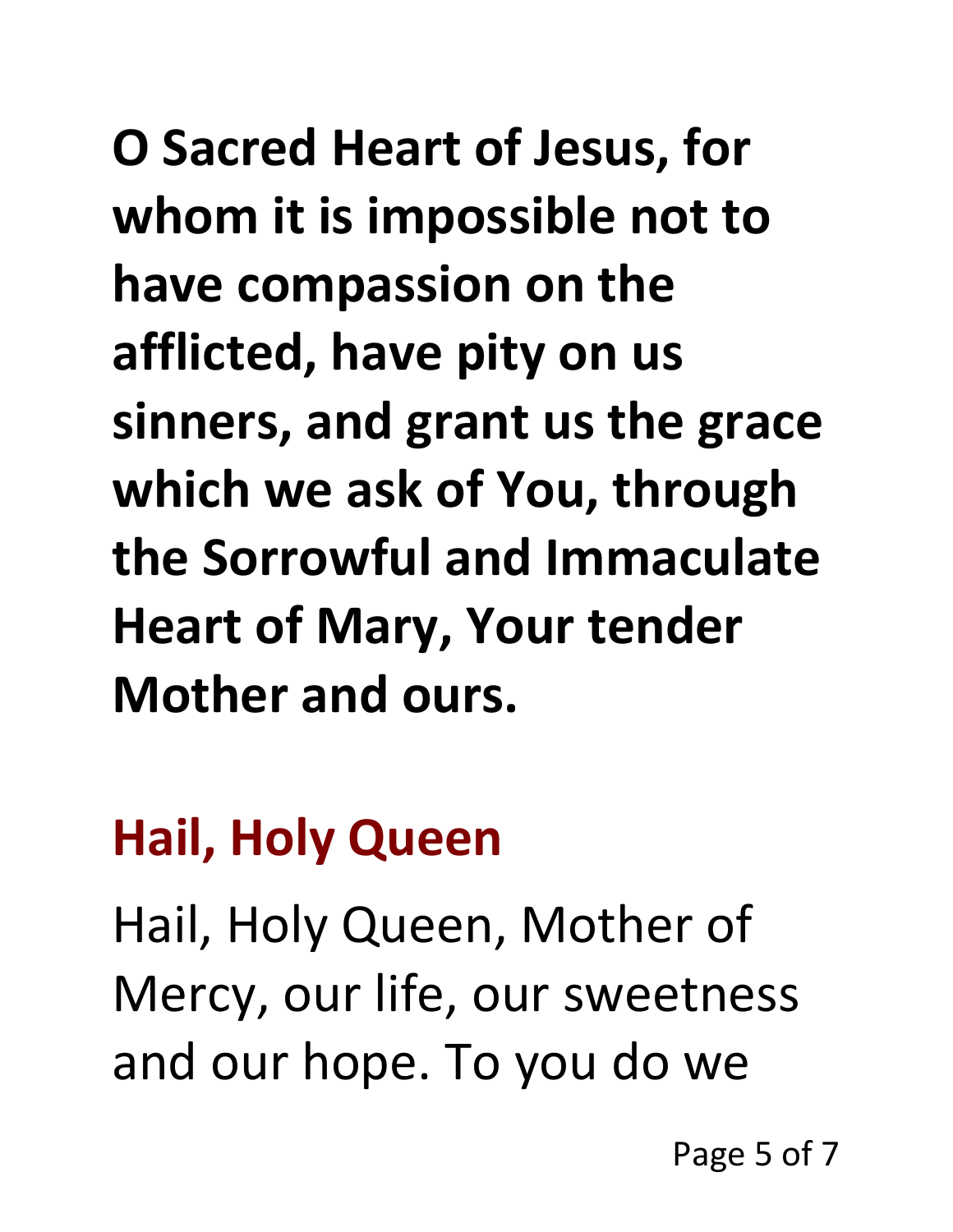**O Sacred Heart of Jesus, for whom it is impossible not to have compassion on the afflicted, have pity on us sinners, and grant us the grace which we ask of You, through the Sorrowful and Immaculate Heart of Mary, Your tender Mother and ours.**

## Hail, Holy Queen

Hail, Holy Queen, Mother of Mercy, our life, our sweetness and our hope. To you do we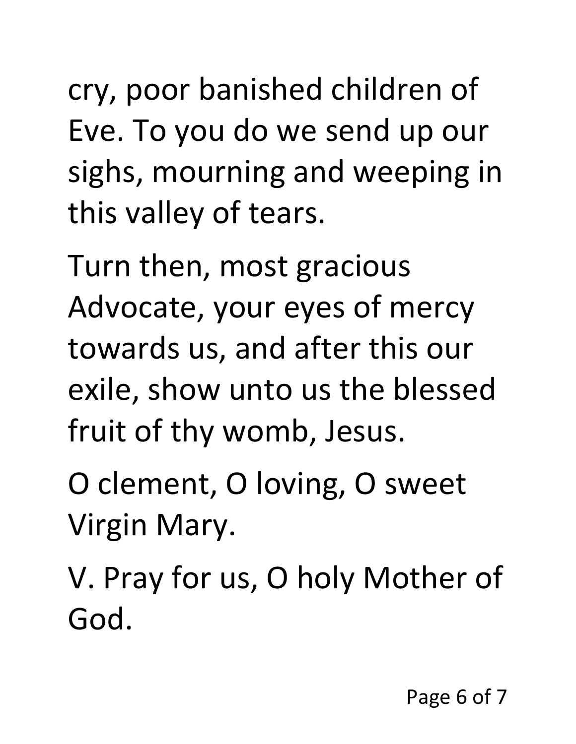cry, poor banished children of Eve. To you do we send up our sighs, mourning and weeping in this valley of tears.

Turn then, most gracious Advocate, your eyes of mercy towards us, and after this our exile, show unto us the blessed fruit of thy womb, Jesus.

O clement, O loving, O sweet Virgin Mary.

V. Pray for us, O holy Mother of God.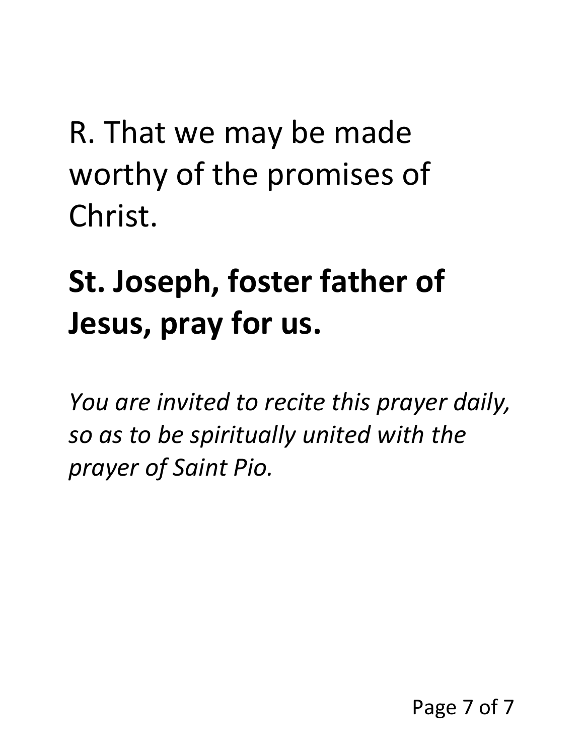R. That we may be made worthy of the promises of Christ.

**St. Joseph, foster father of Jesus, pray for us.**

*You are invited to recite this prayer daily, so as to be spiritually united with the prayer of Saint Pio.*